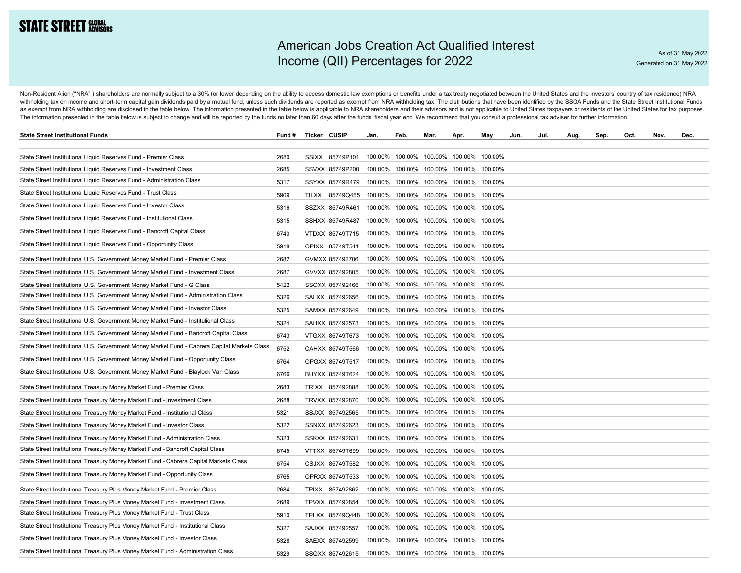STATE STREET GLOBAL ADVISORS

# American Jobs Creation Act Qualified Interest Income (QII) Percentages for 2022

As of 31 May 2022
Generated on 31 May 2022

Non-Resident Alien ("NRA" ) shareholders are normally subject to a 30% (or lower depending on the ability to access domestic law exemptions or benefits under a tax treaty negotiated between the United States and the investors' country of tax residence) NRA withholding tax on income and short-term capital gain dividends paid by a mutual fund, unless such dividends are reported as exempt from NRA withholding tax. The distributions that have been identified by the SSGA Funds and the State Street Institutional Funds as exempt from NRA withholding are disclosed in the table below. The information presented in the table below is applicable to NRA shareholders and their advisors and is not applicable to United States taxpayers or residents of the United States for tax purposes. The information presented in the table below is subject to change and will be reported by the funds no later than 60 days after the funds' fiscal year end. We recommend that you consult a professional tax adviser for further information.

| State Street Institutional Funds | Fund # | Ticker | CUSIP | Jan. | Feb. | Mar. | Apr. | May | Jun. | Jul. | Aug. | Sep. | Oct. | Nov. | Dec. |
|---|---|---|---|---|---|---|---|---|---|---|---|---|---|---|---|
| State Street Institutional Liquid Reserves Fund - Premier Class | 2680 | SSIXX | 85749P101 | 100.00% | 100.00% | 100.00% | 100.00% | 100.00% | | | | | | | |
| State Street Institutional Liquid Reserves Fund - Investment Class | 2685 | SSVXX | 85749P200 | 100.00% | 100.00% | 100.00% | 100.00% | 100.00% | | | | | | | |
| State Street Institutional Liquid Reserves Fund - Administration Class | 5317 | SSYXX | 85749R479 | 100.00% | 100.00% | 100.00% | 100.00% | 100.00% | | | | | | | |
| State Street Institutional Liquid Reserves Fund - Trust Class | 5909 | TILXX | 85749Q455 | 100.00% | 100.00% | 100.00% | 100.00% | 100.00% | | | | | | | |
| State Street Institutional Liquid Reserves Fund - Investor Class | 5316 | SSZXX | 85749R461 | 100.00% | 100.00% | 100.00% | 100.00% | 100.00% | | | | | | | |
| State Street Institutional Liquid Reserves Fund - Institutional Class | 5315 | SSHXX | 85749R487 | 100.00% | 100.00% | 100.00% | 100.00% | 100.00% | | | | | | | |
| State Street Institutional Liquid Reserves Fund - Bancroft Capital Class | 6740 | VTDXX | 85749T715 | 100.00% | 100.00% | 100.00% | 100.00% | 100.00% | | | | | | | |
| State Street Institutional Liquid Reserves Fund - Opportunity Class | 5918 | OPIXX | 85749T541 | 100.00% | 100.00% | 100.00% | 100.00% | 100.00% | | | | | | | |
| State Street Institutional U.S. Government Money Market Fund - Premier Class | 2682 | GVMXX | 857492706 | 100.00% | 100.00% | 100.00% | 100.00% | 100.00% | | | | | | | |
| State Street Institutional U.S. Government Money Market Fund - Investment Class | 2687 | GVVXX | 857492805 | 100.00% | 100.00% | 100.00% | 100.00% | 100.00% | | | | | | | |
| State Street Institutional U.S. Government Money Market Fund - G Class | 5422 | SSOXX | 857492466 | 100.00% | 100.00% | 100.00% | 100.00% | 100.00% | | | | | | | |
| State Street Institutional U.S. Government Money Market Fund - Administration Class | 5326 | SALXX | 857492656 | 100.00% | 100.00% | 100.00% | 100.00% | 100.00% | | | | | | | |
| State Street Institutional U.S. Government Money Market Fund - Investor Class | 5325 | SAMXX | 857492649 | 100.00% | 100.00% | 100.00% | 100.00% | 100.00% | | | | | | | |
| State Street Institutional U.S. Government Money Market Fund - Institutional Class | 5324 | SAHXX | 857492573 | 100.00% | 100.00% | 100.00% | 100.00% | 100.00% | | | | | | | |
| State Street Institutional U.S. Government Money Market Fund - Bancroft Capital Class | 6743 | VTGXX | 85749T673 | 100.00% | 100.00% | 100.00% | 100.00% | 100.00% | | | | | | | |
| State Street Institutional U.S. Government Money Market Fund - Cabrera Capital Markets Class | 6752 | CAHXX | 85749T566 | 100.00% | 100.00% | 100.00% | 100.00% | 100.00% | | | | | | | |
| State Street Institutional U.S. Government Money Market Fund - Opportunity Class | 6764 | OPGXX | 85749T517 | 100.00% | 100.00% | 100.00% | 100.00% | 100.00% | | | | | | | |
| State Street Institutional U.S. Government Money Market Fund - Blaylock Van Class | 6766 | BUYXX | 85749T624 | 100.00% | 100.00% | 100.00% | 100.00% | 100.00% | | | | | | | |
| State Street Institutional Treasury Money Market Fund - Premier Class | 2683 | TRIXX | 857492888 | 100.00% | 100.00% | 100.00% | 100.00% | 100.00% | | | | | | | |
| State Street Institutional Treasury Money Market Fund - Investment Class | 2688 | TRVXX | 857492870 | 100.00% | 100.00% | 100.00% | 100.00% | 100.00% | | | | | | | |
| State Street Institutional Treasury Money Market Fund - Institutional Class | 5321 | SSJXX | 857492565 | 100.00% | 100.00% | 100.00% | 100.00% | 100.00% | | | | | | | |
| State Street Institutional Treasury Money Market Fund - Investor Class | 5322 | SSNXX | 857492623 | 100.00% | 100.00% | 100.00% | 100.00% | 100.00% | | | | | | | |
| State Street Institutional Treasury Money Market Fund - Administration Class | 5323 | SSKXX | 857492631 | 100.00% | 100.00% | 100.00% | 100.00% | 100.00% | | | | | | | |
| State Street Institutional Treasury Money Market Fund - Bancroft Capital Class | 6745 | VTTXX | 85749T699 | 100.00% | 100.00% | 100.00% | 100.00% | 100.00% | | | | | | | |
| State Street Institutional Treasury Money Market Fund - Cabrera Capital Markets Class | 6754 | CSJXX | 85749T582 | 100.00% | 100.00% | 100.00% | 100.00% | 100.00% | | | | | | | |
| State Street Institutional Treasury Money Market Fund - Opportunity Class | 6765 | OPRXX | 85749T533 | 100.00% | 100.00% | 100.00% | 100.00% | 100.00% | | | | | | | |
| State Street Institutional Treasury Plus Money Market Fund - Premier Class | 2684 | TPIXX | 857492862 | 100.00% | 100.00% | 100.00% | 100.00% | 100.00% | | | | | | | |
| State Street Institutional Treasury Plus Money Market Fund - Investment Class | 2689 | TPVXX | 857492854 | 100.00% | 100.00% | 100.00% | 100.00% | 100.00% | | | | | | | |
| State Street Institutional Treasury Plus Money Market Fund - Trust Class | 5910 | TPLXX | 85749Q448 | 100.00% | 100.00% | 100.00% | 100.00% | 100.00% | | | | | | | |
| State Street Institutional Treasury Plus Money Market Fund - Institutional Class | 5327 | SAJXX | 857492557 | 100.00% | 100.00% | 100.00% | 100.00% | 100.00% | | | | | | | |
| State Street Institutional Treasury Plus Money Market Fund - Investor Class | 5328 | SAEXX | 857492599 | 100.00% | 100.00% | 100.00% | 100.00% | 100.00% | | | | | | | |
| State Street Institutional Treasury Plus Money Market Fund - Administration Class | 5329 | SSQXX | 857492615 | 100.00% | 100.00% | 100.00% | 100.00% | 100.00% | | | | | | | |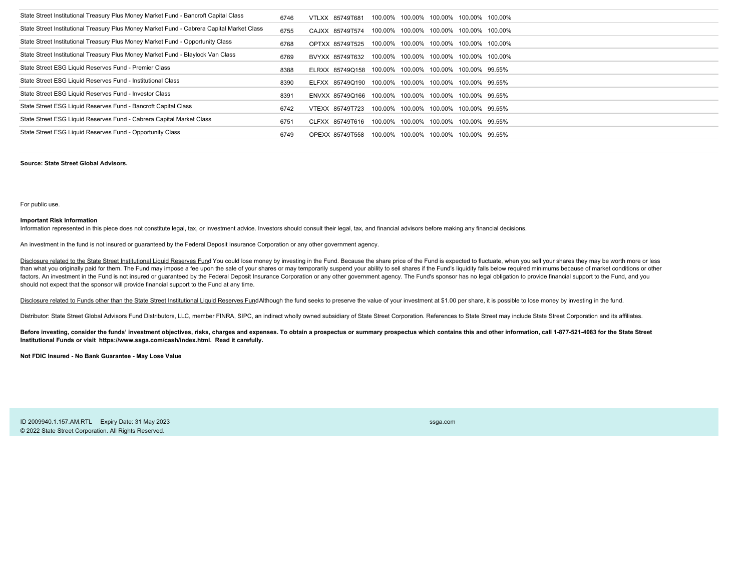| | | | | | | | | |
|---|---|---|---|---|---|---|---|---|
| State Street Institutional Treasury Plus Money Market Fund - Bancroft Capital Class | 6746 | VTLXX | 85749T681 | 100.00% | 100.00% | 100.00% | 100.00% | 100.00% |
| State Street Institutional Treasury Plus Money Market Fund - Cabrera Capital Market Class | 6755 | CAJXX | 85749T574 | 100.00% | 100.00% | 100.00% | 100.00% | 100.00% |
| State Street Institutional Treasury Plus Money Market Fund - Opportunity Class | 6768 | OPTXX | 85749T525 | 100.00% | 100.00% | 100.00% | 100.00% | 100.00% |
| State Street Institutional Treasury Plus Money Market Fund - Blaylock Van Class | 6769 | BVYXX | 85749T632 | 100.00% | 100.00% | 100.00% | 100.00% | 100.00% |
| State Street ESG Liquid Reserves Fund - Premier Class | 8388 | ELRXX | 85749Q158 | 100.00% | 100.00% | 100.00% | 100.00% | 99.55% |
| State Street ESG Liquid Reserves Fund - Institutional Class | 8390 | ELFXX | 85749Q190 | 100.00% | 100.00% | 100.00% | 100.00% | 99.55% |
| State Street ESG Liquid Reserves Fund - Investor Class | 8391 | ENVXX | 85749Q166 | 100.00% | 100.00% | 100.00% | 100.00% | 99.55% |
| State Street ESG Liquid Reserves Fund - Bancroft Capital Class | 6742 | VTEXX | 85749T723 | 100.00% | 100.00% | 100.00% | 100.00% | 99.55% |
| State Street ESG Liquid Reserves Fund - Cabrera Capital Market Class | 6751 | CLFXX | 85749T616 | 100.00% | 100.00% | 100.00% | 100.00% | 99.55% |
| State Street ESG Liquid Reserves Fund - Opportunity Class | 6749 | OPEXX | 85749T558 | 100.00% | 100.00% | 100.00% | 100.00% | 99.55% |

**Source: State Street Global Advisors.**

For public use.

**Important Risk Information**

Information represented in this piece does not constitute legal, tax, or investment advice. Investors should consult their legal, tax, and financial advisors before making any financial decisions.

An investment in the fund is not insured or guaranteed by the Federal Deposit Insurance Corporation or any other government agency.

Disclosure related to the State Street Institutional Liquid Reserves Fund You could lose money by investing in the Fund. Because the share price of the Fund is expected to fluctuate, when you sell your shares they may be worth more or less than what you originally paid for them. The Fund may impose a fee upon the sale of your shares or may temporarily suspend your ability to sell shares if the Fund's liquidity falls below required minimums because of market conditions or other factors. An investment in the Fund is not insured or guaranteed by the Federal Deposit Insurance Corporation or any other government agency. The Fund's sponsor has no legal obligation to provide financial support to the Fund, and you should not expect that the sponsor will provide financial support to the Fund at any time.

Disclosure related to Funds other than the State Street Institutional Liquid Reserves FundAlthough the fund seeks to preserve the value of your investment at $1.00 per share, it is possible to lose money by investing in the fund.

Distributor: State Street Global Advisors Fund Distributors, LLC, member FINRA, SIPC, an indirect wholly owned subsidiary of State Street Corporation. References to State Street may include State Street Corporation and its affiliates.

**Before investing, consider the funds' investment objectives, risks, charges and expenses. To obtain a prospectus or summary prospectus which contains this and other information, call 1-877-521-4083 for the State Street Institutional Funds or visit https://www.ssga.com/cash/index.html. Read it carefully.**

**Not FDIC Insured - No Bank Guarantee - May Lose Value**

ID 2009940.1.157.AM.RTL Expiry Date: 31 May 2023
© 2022 State Street Corporation. All Rights Reserved.

ssga.com